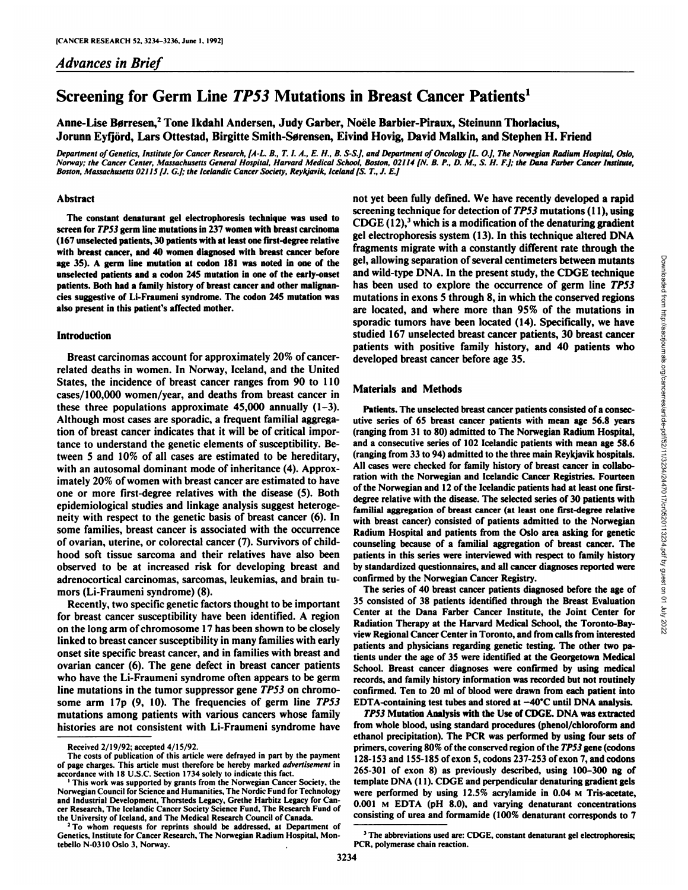*Advances in Brief*

# Screening for Germ Line *TP53* Mutations in Breast Cancer Patients[1]

Anne-Lise Børresen,[2] Tone Ikdahl Andersen, Judy Garber, Noële Barbier-Piraux, Steinunn Thorlacius, Jorunn Eyfjörd, Lars Ottestad, Birgitte Smith-Sørensen, Eivind Hovig, David Malkin, and Stephen H. Friend

Department of Genetics, Institute for Cancer Research, [A-L. B., T. I. A., E. H., B. S-S.], and Department of Oncology [L. O.], The Norwegian Radium Hospital, Oslo, Norway; the Cancer Center, Massachusetts General Hospital, Harvard Medical School, Boston, 02114 [N. B. P., D. M., S. H. F.]; the Dana Farber Cancer Institute, Boston, Massachusetts 02115 [J. G.]; the Icelandic Cancer Society, Reykjavik, Iceland [S. T., J. E.]

## Abstract

The constant denaturant gel electrophoresis technique was used to screen for *TP53* germ line mutations in 237 women with breast carcinoma (167 unselected patients, 30 patients with at least one first-degree relative with breast cancer, and 40 women diagnosed with breast cancer before age 35). A germ line mutation at codon 181 was noted in one of the unselected patients and a codon 245 mutation in one of the early-onset patients. Both had a family history of breast cancer and other malignancies suggestive of Li-Fraumeni syndrome. The codon 245 mutation was also present in this patient's affected mother.

## Introduction

Breast carcinomas account for approximately 20% of cancer-related deaths in women. In Norway, Iceland, and the United States, the incidence of breast cancer ranges from 90 to 110 cases/100,000 women/year, and deaths from breast cancer in these three populations approximate 45,000 annually (1–3). Although most cases are sporadic, a frequent familial aggregation of breast cancer indicates that it will be of critical importance to understand the genetic elements of susceptibility. Between 5 and 10% of all cases are estimated to be hereditary, with an autosomal dominant mode of inheritance (4). Approximately 20% of women with breast cancer are estimated to have one or more first-degree relatives with the disease (5). Both epidemiological studies and linkage analysis suggest heterogeneity with respect to the genetic basis of breast cancer (6). In some families, breast cancer is associated with the occurrence of ovarian, uterine, or colorectal cancer (7). Survivors of childhood soft tissue sarcoma and their relatives have also been observed to be at increased risk for developing breast and adrenocortical carcinomas, sarcomas, leukemias, and brain tumors (Li-Fraumeni syndrome) (8).

Recently, two specific genetic factors thought to be important for breast cancer susceptibility have been identified. A region on the long arm of chromosome 17 has been shown to be closely linked to breast cancer susceptibility in many families with early onset site specific breast cancer, and in families with breast and ovarian cancer (6). The gene defect in breast cancer patients who have the Li-Fraumeni syndrome often appears to be germ line mutations in the tumor suppressor gene *TP53* on chromosome arm 17p (9, 10). The frequencies of germ line *TP53* mutations among patients with various cancers whose family histories are not consistent with Li-Fraumeni syndrome have not yet been fully defined. We have recently developed a rapid screening technique for detection of *TP53* mutations (11), using CDGE (12),[3] which is a modification of the denaturing gradient gel electrophoresis system (13). In this technique altered DNA fragments migrate with a constantly different rate through the gel, allowing separation of several centimeters between mutants and wild-type DNA. In the present study, the CDGE technique has been used to explore the occurrence of germ line *TP53* mutations in exons 5 through 8, in which the conserved regions are located, and where more than 95% of the mutations in sporadic tumors have been located (14). Specifically, we have studied 167 unselected breast cancer patients, 30 breast cancer patients with positive family history, and 40 patients who developed breast cancer before age 35.

## Materials and Methods

**Patients.** The unselected breast cancer patients consisted of a consecutive series of 65 breast cancer patients with mean age 56.8 years (ranging from 31 to 80) admitted to The Norwegian Radium Hospital, and a consecutive series of 102 Icelandic patients with mean age 58.6 (ranging from 33 to 94) admitted to the three main Reykjavik hospitals. All cases were checked for family history of breast cancer in collaboration with the Norwegian and Icelandic Cancer Registries. Fourteen of the Norwegian and 12 of the Icelandic patients had at least one first-degree relative with the disease. The selected series of 30 patients with familial aggregation of breast cancer (at least one first-degree relative with breast cancer) consisted of patients admitted to the Norwegian Radium Hospital and patients from the Oslo area asking for genetic counseling because of a familial aggregation of breast cancer. The patients in this series were interviewed with respect to family history by standardized questionnaires, and all cancer diagnoses reported were confirmed by the Norwegian Cancer Registry.

The series of 40 breast cancer patients diagnosed before the age of 35 consisted of 38 patients identified through the Breast Evaluation Center at the Dana Farber Cancer Institute, the Joint Center for Radiation Therapy at the Harvard Medical School, the Toronto-Bayview Regional Cancer Center in Toronto, and from calls from interested patients and physicians regarding genetic testing. The other two patients under the age of 35 were identified at the Georgetown Medical School. Breast cancer diagnoses were confirmed by using medical records, and family history information was recorded but not routinely confirmed. Ten to 20 ml of blood were drawn from each patient into EDTA-containing test tubes and stored at −40°C until DNA analysis.

***TP53* Mutation Analysis with the Use of CDGE.** DNA was extracted from whole blood, using standard procedures (phenol/chloroform and ethanol precipitation). The PCR was performed by using four sets of primers, covering 80% of the conserved region of the *TP53* gene (codons 128-153 and 155-185 of exon 5, codons 237-253 of exon 7, and codons 265-301 of exon 8) as previously described, using 100–300 ng of template DNA (11). CDGE and perpendicular denaturing gradient gels were performed by using 12.5% acrylamide in 0.04 M Tris-acetate, 0.001 M EDTA (pH 8.0), and varying denaturant concentrations consisting of urea and formamide (100% denaturant corresponds to 7

---

Received 2/19/92; accepted 4/15/92.

The costs of publication of this article were defrayed in part by the payment of page charges. This article must therefore be hereby marked *advertisement* in accordance with 18 U.S.C. Section 1734 solely to indicate this fact.

[1] This work was supported by grants from the Norwegian Cancer Society, the Norwegian Council for Science and Humanities, The Nordic Fund for Technology and Industrial Development, Thorsteds Legacy, Grethe Harbitz Legacy for Cancer Research, The Icelandic Cancer Society Science Fund, The Research Fund of the University of Iceland, and The Medical Research Council of Canada.

[2] To whom requests for reprints should be addressed, at Department of Genetics, Institute for Cancer Research, The Norwegian Radium Hospital, Montebello N-0310 Oslo 3, Norway.

[3] The abbreviations used are: CDGE, constant denaturant gel electrophoresis; PCR, polymerase chain reaction.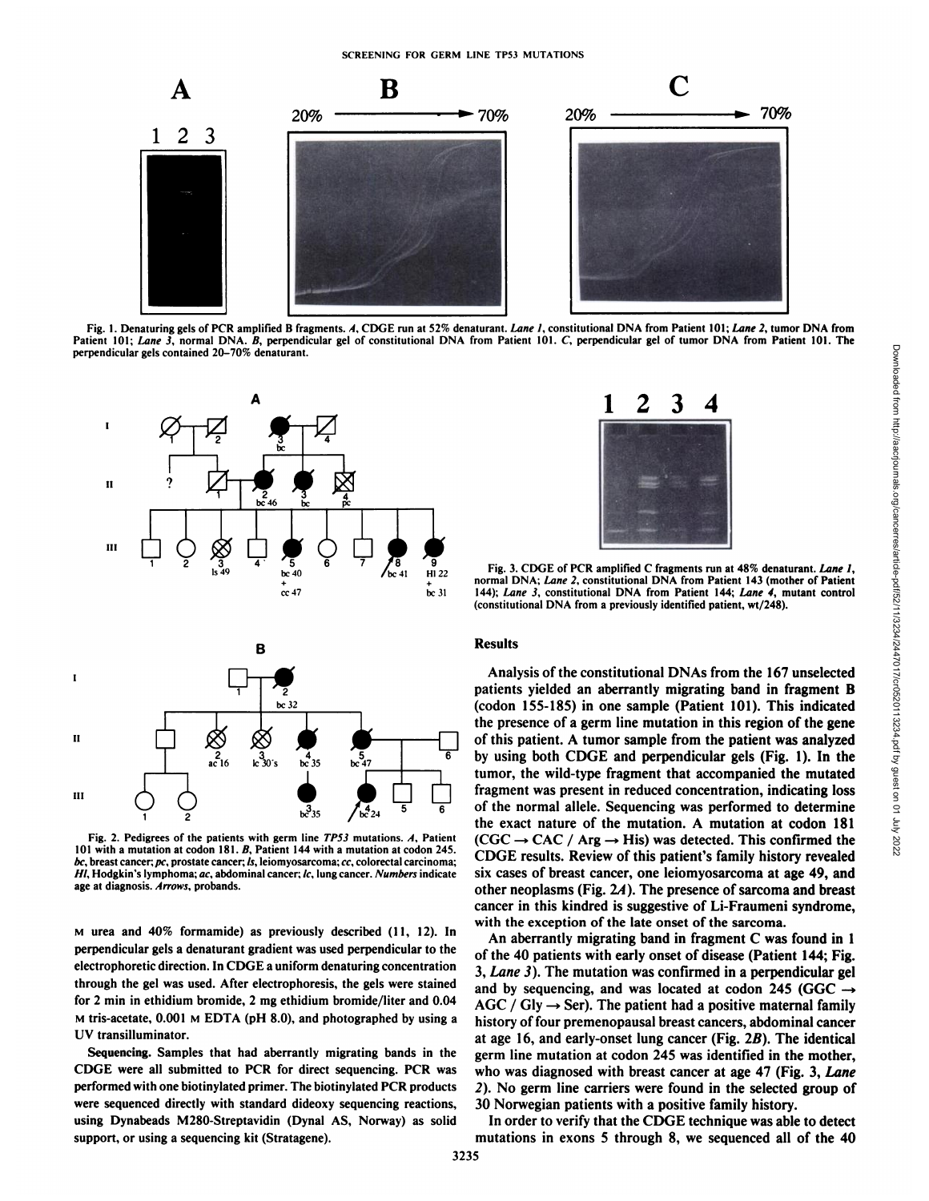Fig. 1. Denaturing gels of PCR amplified B fragments. *A*, CDGE run at 52% denaturant. *Lane 1*, constitutional DNA from Patient 101; *Lane 2*, tumor DNA from Patient 101; *Lane 3*, normal DNA. *B*, perpendicular gel of constitutional DNA from Patient 101. *C*, perpendicular gel of tumor DNA from Patient 101. The perpendicular gels contained 20–70% denaturant.

Fig. 2. Pedigrees of the patients with germ line *TP53* mutations. *A*, Patient 101 with a mutation at codon 181. *B*, Patient 144 with a mutation at codon 245. *bc*, breast cancer; *pc*, prostate cancer; *ls*, leiomyosarcoma; *cc*, colorectal carcinoma; *Hl*, Hodgkin's lymphoma; *ac*, abdominal cancer; *lc*, lung cancer. *Numbers* indicate age at diagnosis. *Arrows*, probands.

M urea and 40% formamide) as previously described (11, 12). In perpendicular gels a denaturant gradient was used perpendicular to the electrophoretic direction. In CDGE a uniform denaturing concentration through the gel was used. After electrophoresis, the gels were stained for 2 min in ethidium bromide, 2 mg ethidium bromide/liter and 0.04 M tris-acetate, 0.001 M EDTA (pH 8.0), and photographed by using a UV transilluminator.

**Sequencing.** Samples that had aberrantly migrating bands in the CDGE were all submitted to PCR for direct sequencing. PCR was performed with one biotinylated primer. The biotinylated PCR products were sequenced directly with standard dideoxy sequencing reactions, using Dynabeads M280-Streptavidin (Dynal AS, Norway) as solid support, or using a sequencing kit (Stratagene).

Fig. 3. CDGE of PCR amplified C fragments run at 48% denaturant. *Lane 1*, normal DNA; *Lane 2*, constitutional DNA from Patient 143 (mother of Patient 144); *Lane 3*, constitutional DNA from Patient 144; *Lane 4*, mutant control (constitutional DNA from a previously identified patient, wt/248).

## Results

Analysis of the constitutional DNAs from the 167 unselected patients yielded an aberrantly migrating band in fragment B (codon 155-185) in one sample (Patient 101). This indicated the presence of a germ line mutation in this region of the gene of this patient. A tumor sample from the patient was analyzed by using both CDGE and perpendicular gels (Fig. 1). In the tumor, the wild-type fragment that accompanied the mutated fragment was present in reduced concentration, indicating loss of the normal allele. Sequencing was performed to determine the exact nature of the mutation. A mutation at codon 181 (CGC → CAC / Arg → His) was detected. This confirmed the CDGE results. Review of this patient's family history revealed six cases of breast cancer, one leiomyosarcoma at age 49, and other neoplasms (Fig. 2*A*). The presence of sarcoma and breast cancer in this kindred is suggestive of Li-Fraumeni syndrome, with the exception of the late onset of the sarcoma.

An aberrantly migrating band in fragment C was found in 1 of the 40 patients with early onset of disease (Patient 144; Fig. 3, *Lane 3*). The mutation was confirmed in a perpendicular gel and by sequencing, and was located at codon 245 (GGC → AGC / Gly → Ser). The patient had a positive maternal family history of four premenopausal breast cancers, abdominal cancer at age 16, and early-onset lung cancer (Fig. 2*B*). The identical germ line mutation at codon 245 was identified in the mother, who was diagnosed with breast cancer at age 47 (Fig. 3, *Lane 2*). No germ line carriers were found in the selected group of 30 Norwegian patients with a positive family history.

In order to verify that the CDGE technique was able to detect mutations in exons 5 through 8, we sequenced all of the 40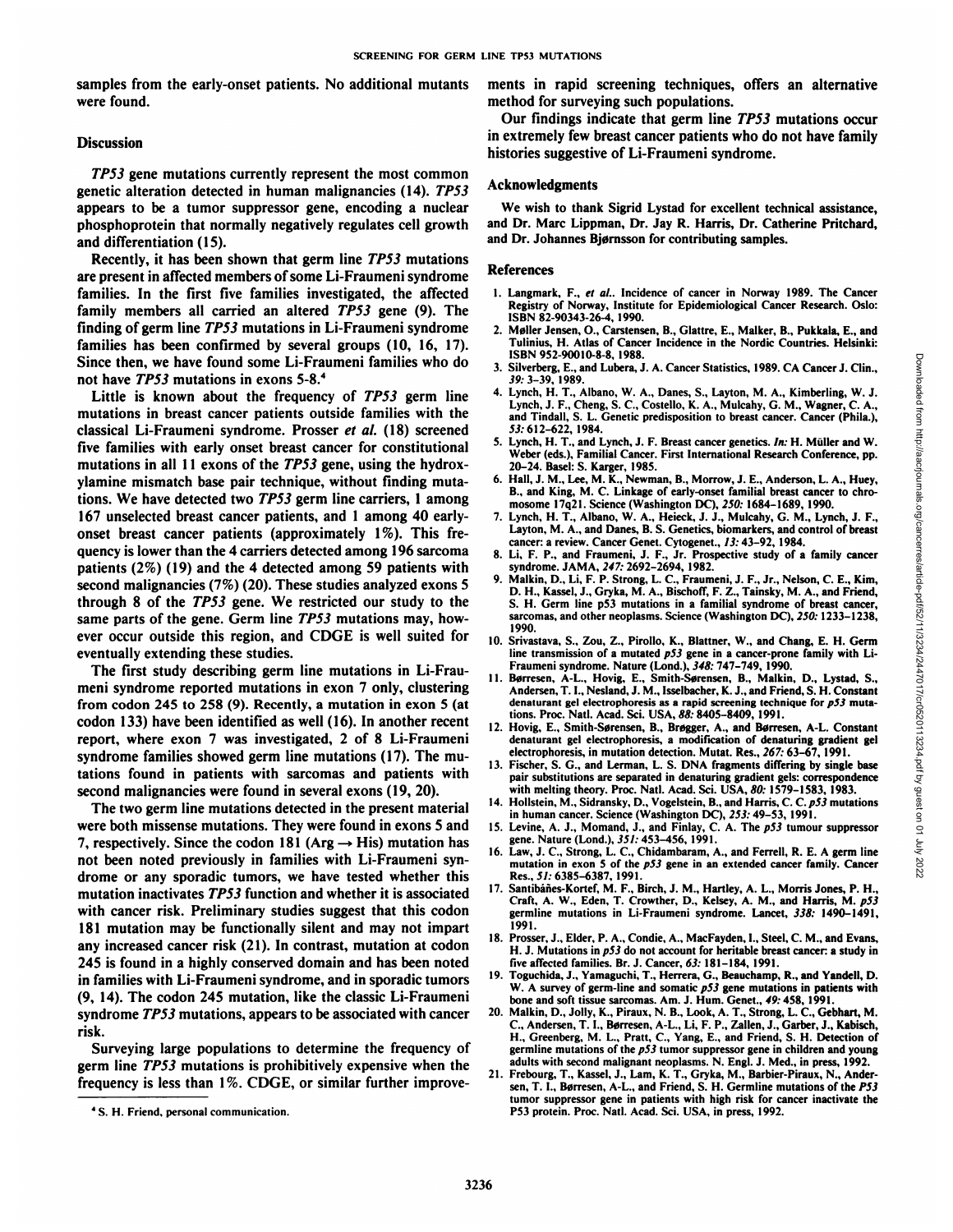samples from the early-onset patients. No additional mutants were found.

## Discussion

*TP53* gene mutations currently represent the most common genetic alteration detected in human malignancies (14). *TP53* appears to be a tumor suppressor gene, encoding a nuclear phosphoprotein that normally negatively regulates cell growth and differentiation (15).

Recently, it has been shown that germ line *TP53* mutations are present in affected members of some Li-Fraumeni syndrome families. In the first five families investigated, the affected family members all carried an altered *TP53* gene (9). The finding of germ line *TP53* mutations in Li-Fraumeni syndrome families has been confirmed by several groups (10, 16, 17). Since then, we have found some Li-Fraumeni families who do not have *TP53* mutations in exons 5-8.[4]

Little is known about the frequency of *TP53* germ line mutations in breast cancer patients outside families with the classical Li-Fraumeni syndrome. Prosser *et al.* (18) screened five families with early onset breast cancer for constitutional mutations in all 11 exons of the *TP53* gene, using the hydroxylamine mismatch base pair technique, without finding mutations. We have detected two *TP53* germ line carriers, 1 among 167 unselected breast cancer patients, and 1 among 40 early-onset breast cancer patients (approximately 1%). This frequency is lower than the 4 carriers detected among 196 sarcoma patients (2%) (19) and the 4 detected among 59 patients with second malignancies (7%) (20). These studies analyzed exons 5 through 8 of the *TP53* gene. We restricted our study to the same parts of the gene. Germ line *TP53* mutations may, however occur outside this region, and CDGE is well suited for eventually extending these studies.

The first study describing germ line mutations in Li-Fraumeni syndrome reported mutations in exon 7 only, clustering from codon 245 to 258 (9). Recently, a mutation in exon 5 (at codon 133) have been identified as well (16). In another recent report, where exon 7 was investigated, 2 of 8 Li-Fraumeni syndrome families showed germ line mutations (17). The mutations found in patients with sarcomas and patients with second malignancies were found in several exons (19, 20).

The two germ line mutations detected in the present material were both missense mutations. They were found in exons 5 and 7, respectively. Since the codon 181 (Arg → His) mutation has not been noted previously in families with Li-Fraumeni syndrome or any sporadic tumors, we have tested whether this mutation inactivates *TP53* function and whether it is associated with cancer risk. Preliminary studies suggest that this codon 181 mutation may be functionally silent and may not impart any increased cancer risk (21). In contrast, mutation at codon 245 is found in a highly conserved domain and has been noted in families with Li-Fraumeni syndrome, and in sporadic tumors (9, 14). The codon 245 mutation, like the classic Li-Fraumeni syndrome *TP53* mutations, appears to be associated with cancer risk.

Surveying large populations to determine the frequency of germ line *TP53* mutations is prohibitively expensive when the frequency is less than 1%. CDGE, or similar further improvements in rapid screening techniques, offers an alternative method for surveying such populations.

Our findings indicate that germ line *TP53* mutations occur in extremely few breast cancer patients who do not have family histories suggestive of Li-Fraumeni syndrome.

[4] S. H. Friend, personal communication.

## Acknowledgments

We wish to thank Sigrid Lystad for excellent technical assistance, and Dr. Marc Lippman, Dr. Jay R. Harris, Dr. Catherine Pritchard, and Dr. Johannes Bjørnsson for contributing samples.

## References

1. Langmark, F., *et al.*. Incidence of cancer in Norway 1989. The Cancer Registry of Norway, Institute for Epidemiological Cancer Research. Oslo: ISBN 82-90343-26-4, 1990.
2. Møller Jensen, O., Carstensen, B., Glattre, E., Malker, B., Pukkala, E., and Tulinius, H. Atlas of Cancer Incidence in the Nordic Countries. Helsinki: ISBN 952-90010-8-8, 1988.
3. Silverberg, E., and Lubera, J. A. Cancer Statistics, 1989. CA Cancer J. Clin., *39:* 3-39, 1989.
4. Lynch, H. T., Albano, W. A., Danes, S., Layton, M. A., Kimberling, W. J. Lynch, J. F., Cheng, S. C., Costello, K. A., Mulcahy, G. M., Wagner, C. A., and Tindall, S. L. Genetic predisposition to breast cancer. Cancer (Phila.), *53:* 612-622, 1984.
5. Lynch, H. T., and Lynch, J. F. Breast cancer genetics. *In:* H. Müller and W. Weber (eds.), Familial Cancer. First International Research Conference, pp. 20-24. Basel: S. Karger, 1985.
6. Hall, J. M., Lee, M. K., Newman, B., Morrow, J. E., Anderson, L. A., Huey, B., and King, M. C. Linkage of early-onset familial breast cancer to chromosome 17q21. Science (Washington DC), *250:* 1684-1689, 1990.
7. Lynch, H. T., Albano, W. A., Heieck, J. J., Mulcahy, G. M., Lynch, J. F., Layton, M. A., and Danes, B. S. Genetics, biomarkers, and control of breast cancer: a review. Cancer Genet. Cytogenet., *13:* 43-92, 1984.
8. Li, F. P., and Fraumeni, J. F., Jr. Prospective study of a family cancer syndrome. JAMA, *247:* 2692-2694, 1982.
9. Malkin, D., Li, F. P. Strong, L. C., Fraumeni, J. F., Jr., Nelson, C. E., Kim, D. H., Kassel, J., Gryka, M. A., Bischoff, F. Z., Tainsky, M. A., and Friend, S. H. Germ line p53 mutations in a familial syndrome of breast cancer, sarcomas, and other neoplasms. Science (Washington DC), *250:* 1233-1238, 1990.
10. Srivastava, S., Zou, Z., Pirollo, K., Blattner, W., and Chang, E. H. Germ line transmission of a mutated *p53* gene in a cancer-prone family with Li-Fraumeni syndrome. Nature (Lond.), *348:* 747-749, 1990.
11. Børresen, A-L., Hovig, E., Smith-Sørensen, B., Malkin, D., Lystad, S., Andersen, T. I., Nesland, J. M., Isselbacher, K. J., and Friend, S. H. Constant denaturant gel electrophoresis as a rapid screening technique for *p53* mutations. Proc. Natl. Acad. Sci. USA, *88:* 8405-8409, 1991.
12. Hovig, E., Smith-Sørensen, B., Brøgger, A., and Børresen, A-L. Constant denaturant gel electrophoresis, a modification of denaturing gradient gel electrophoresis, in mutation detection. Mutat. Res., *267:* 63-67, 1991.
13. Fischer, S. G., and Lerman, L. S. DNA fragments differing by single base pair substitutions are separated in denaturing gradient gels: correspondence with melting theory. Proc. Natl. Acad. Sci. USA, *80:* 1579-1583, 1983.
14. Hollstein, M., Sidransky, D., Vogelstein, B., and Harris, C. C. *p53* mutations in human cancer. Science (Washington DC), *253:* 49-53, 1991.
15. Levine, A. J., Momand, J., and Finlay, C. A. The *p53* tumour suppressor gene. Nature (Lond.), *351:* 453-456, 1991.
16. Law, J. C., Strong, L. C., Chidambaram, A., and Ferrell, R. E. A germ line mutation in exon 5 of the *p53* gene in an extended cancer family. Cancer Res., *51:* 6385-6387, 1991.
17. Santibáñes-Kortef, M. F., Birch, J. M., Hartley, A. L., Morris Jones, P. H., Craft, A. W., Eden, T. Crowther, D., Kelsey, A. M., and Harris, M. *p53* germline mutations in Li-Fraumeni syndrome. Lancet, *338:* 1490-1491, 1991.
18. Prosser, J., Elder, P. A., Condie, A., MacFayden, I., Steel, C. M., and Evans, H. J. Mutations in *p53* do not account for heritable breast cancer: a study in five affected families. Br. J. Cancer, *63:* 181-184, 1991.
19. Toguchida, J., Yamaguchi, T., Herrera, G., Beauchamp, R., and Yandell, D. W. A survey of germ-line and somatic *p53* gene mutations in patients with bone and soft tissue sarcomas. Am. J. Hum. Genet., *49:* 458, 1991.
20. Malkin, D., Jolly, K., Piraux, N. B., Look, A. T., Strong, L. C., Gebhart, M. C., Andersen, T. I., Børresen, A-L., Li, F. P., Zallen, J., Garber, J., Kabisch, H., Greenberg, M. L., Pratt, C., Yang, E., and Friend, S. H. Detection of germline mutations of the *p53* tumor suppressor gene in children and young adults with second malignant neoplasms. N. Engl. J. Med., in press, 1992.
21. Frebourg, T., Kassel, J., Lam, K. T., Gryka, M., Barbier-Piraux, N., Andersen, T. I., Børresen, A-L., and Friend, S. H. Germline mutations of the *P53* tumor suppressor gene in patients with high risk for cancer inactivate the P53 protein. Proc. Natl. Acad. Sci. USA, in press, 1992.